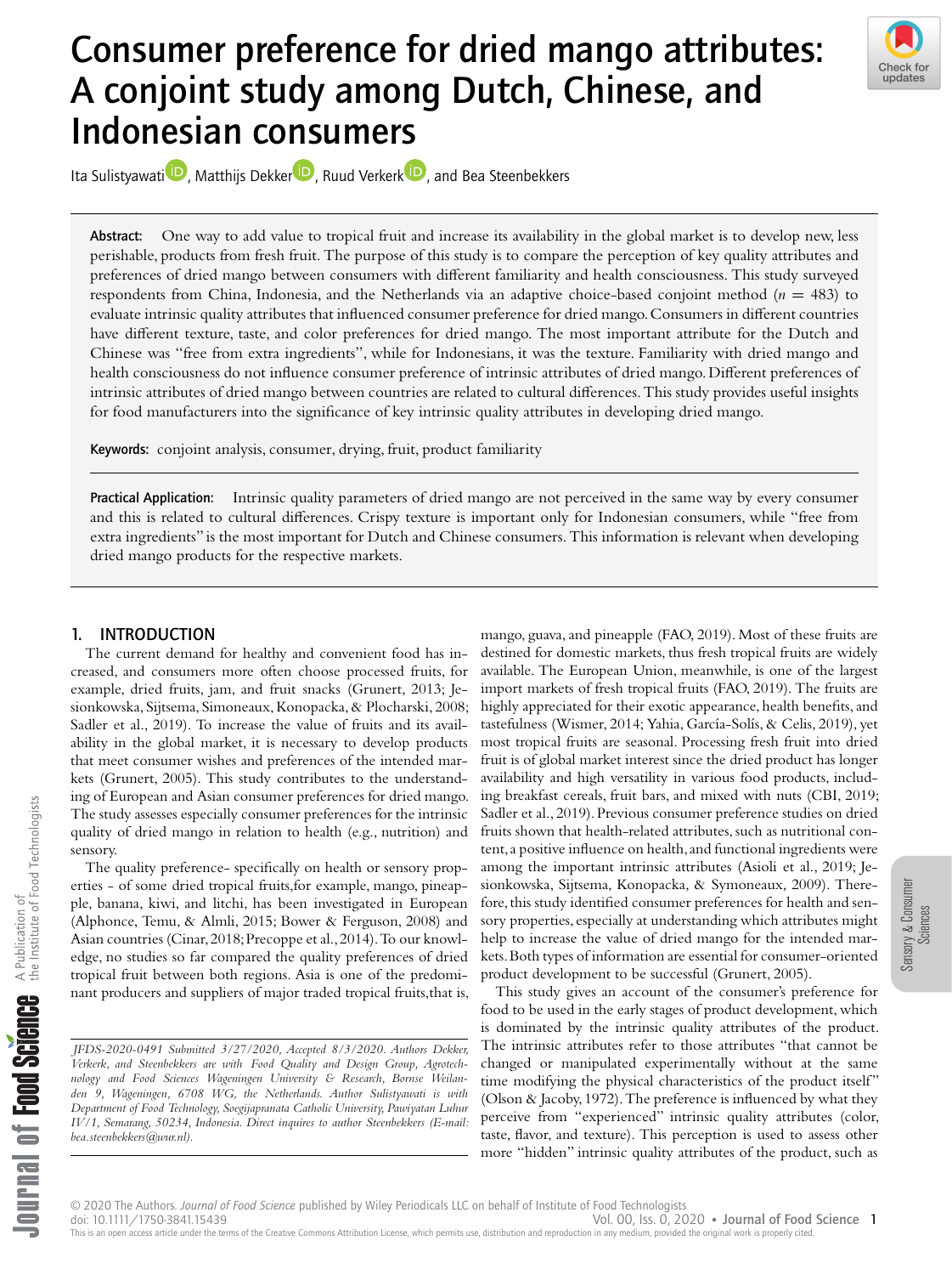# Consumer preference for dried mango attributes: A conjoint study among Dutch, Chinese, and Indonesian consumers

Ita Sulistyawati, Matthijs Dekker, Ruud Verkerk, and Bea Steenbekkers

**Abstract:** One way to add value to tropical fruit and increase its availability in the global market is to develop new, less perishable, products from fresh fruit. The purpose of this study is to compare the perception of key quality attributes and preferences of dried mango between consumers with different familiarity and health consciousness. This study surveyed respondents from China, Indonesia, and the Netherlands via an adaptive choice-based conjoint method ($n = 483$) to evaluate intrinsic quality attributes that influenced consumer preference for dried mango. Consumers in different countries have different texture, taste, and color preferences for dried mango. The most important attribute for the Dutch and Chinese was "free from extra ingredients", while for Indonesians, it was the texture. Familiarity with dried mango and health consciousness do not influence consumer preference of intrinsic attributes of dried mango. Different preferences of intrinsic attributes of dried mango between countries are related to cultural differences. This study provides useful insights for food manufacturers into the significance of key intrinsic quality attributes in developing dried mango.

**Keywords:** conjoint analysis, consumer, drying, fruit, product familiarity

**Practical Application:** Intrinsic quality parameters of dried mango are not perceived in the same way by every consumer and this is related to cultural differences. Crispy texture is important only for Indonesian consumers, while "free from extra ingredients" is the most important for Dutch and Chinese consumers. This information is relevant when developing dried mango products for the respective markets.

## 1. INTRODUCTION

The current demand for healthy and convenient food has increased, and consumers more often choose processed fruits, for example, dried fruits, jam, and fruit snacks (Grunert, 2013; Jesionkowska, Sijtsema, Simoneaux, Konopacka, & Plocharski, 2008; Sadler et al., 2019). To increase the value of fruits and its availability in the global market, it is necessary to develop products that meet consumer wishes and preferences of the intended markets (Grunert, 2005). This study contributes to the understanding of European and Asian consumer preferences for dried mango. The study assesses especially consumer preferences for the intrinsic quality of dried mango in relation to health (e.g., nutrition) and sensory.

The quality preference- specifically on health or sensory properties - of some dried tropical fruits,for example, mango, pineapple, banana, kiwi, and litchi, has been investigated in European (Alphonce, Temu, & Almli, 2015; Bower & Ferguson, 2008) and Asian countries (Cinar, 2018; Precoppe et al., 2014). To our knowledge, no studies so far compared the quality preferences of dried tropical fruit between both regions. Asia is one of the predominant producers and suppliers of major traded tropical fruits,that is, mango, guava, and pineapple (FAO, 2019). Most of these fruits are destined for domestic markets, thus fresh tropical fruits are widely available. The European Union, meanwhile, is one of the largest import markets of fresh tropical fruits (FAO, 2019). The fruits are highly appreciated for their exotic appearance, health benefits, and tastefulness (Wismer, 2014; Yahia, García-Solís, & Celis, 2019), yet most tropical fruits are seasonal. Processing fresh fruit into dried fruit is of global market interest since the dried product has longer availability and high versatility in various food products, including breakfast cereals, fruit bars, and mixed with nuts (CBI, 2019; Sadler et al., 2019). Previous consumer preference studies on dried fruits shown that health-related attributes, such as nutritional content, a positive influence on health, and functional ingredients were among the important intrinsic attributes (Asioli et al., 2019; Jesionkowska, Sijtsema, Konopacka, & Symoneaux, 2009). Therefore, this study identified consumer preferences for health and sensory properties, especially at understanding which attributes might help to increase the value of dried mango for the intended markets. Both types of information are essential for consumer-oriented product development to be successful (Grunert, 2005).

This study gives an account of the consumer's preference for food to be used in the early stages of product development, which is dominated by the intrinsic quality attributes of the product. The intrinsic attributes refer to those attributes "that cannot be changed or manipulated experimentally without at the same time modifying the physical characteristics of the product itself" (Olson & Jacoby, 1972). The preference is influenced by what they perceive from "experienced" intrinsic quality attributes (color, taste, flavor, and texture). This perception is used to assess other more "hidden" intrinsic quality attributes of the product, such as

*JFDS-2020-0491 Submitted 3/27/2020, Accepted 8/3/2020. Authors Dekker, Verkerk, and Steenbekkers are with Food Quality and Design Group, Agrotechnology and Food Sciences Wageningen University & Research, Bornse Weilanden 9, Wageningen, 6708 WG, the Netherlands. Author Sulistyawati is with Department of Food Technology, Soegijapranata Catholic University, Pawiyatan Luhur IV/1, Semarang, 50234, Indonesia. Direct inquires to author Steenbekkers (E-mail: bea.steenbekkers@wur.nl).*

© 2020 The Authors. *Journal of Food Science* published by Wiley Periodicals LLC on behalf of Institute of Food Technologists
doi: 10.1111/1750-3841.15439
This is an open access article under the terms of the Creative Commons Attribution License, which permits use, distribution and reproduction in any medium, provided the original work is properly cited.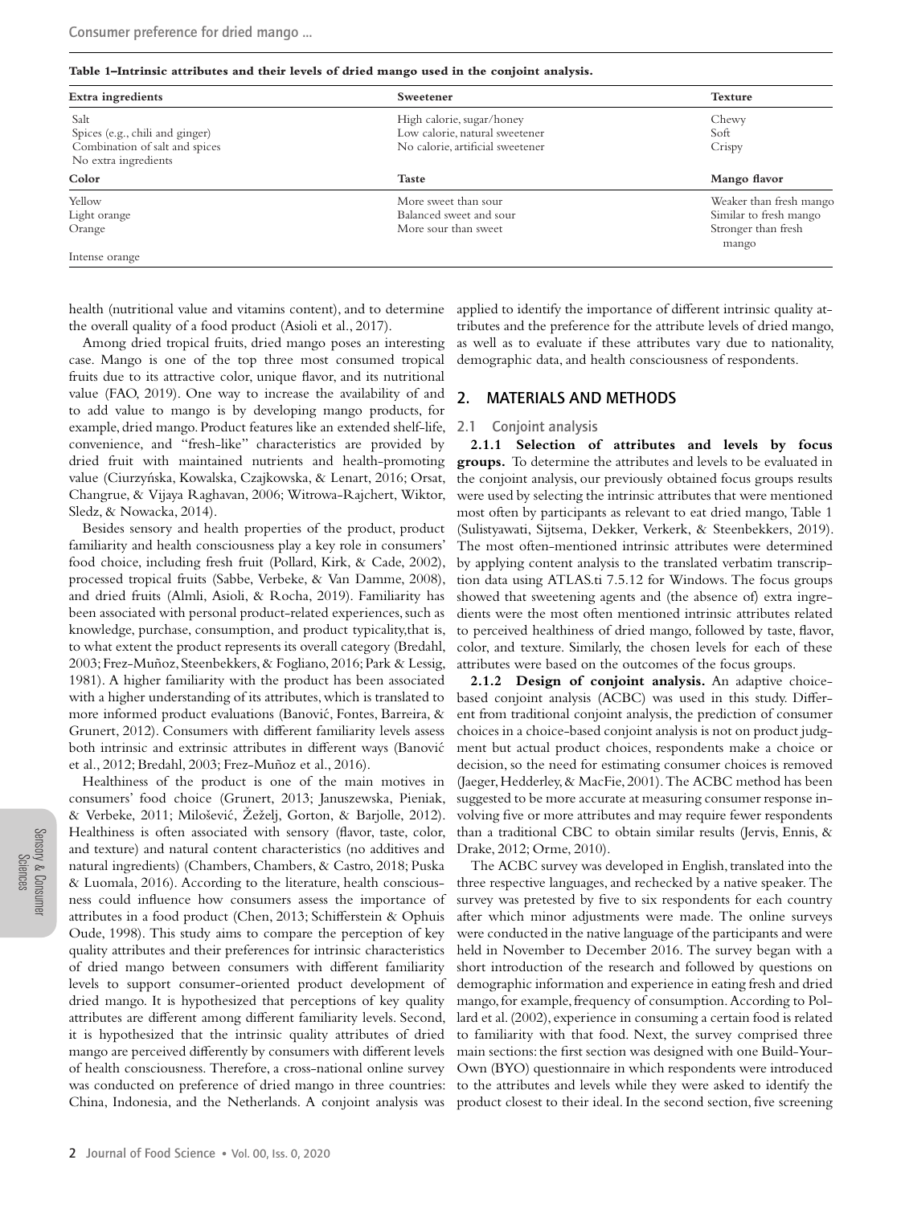**Table 1–Intrinsic attributes and their levels of dried mango used in the conjoint analysis.**

| Extra ingredients | Sweetener | Texture |
|---|---|---|
| Salt | High calorie, sugar/honey | Chewy |
| Spices (e.g., chili and ginger) | Low calorie, natural sweetener | Soft |
| Combination of salt and spices | No calorie, artificial sweetener | Crispy |
| No extra ingredients | | |
| **Color** | **Taste** | **Mango flavor** |
| Yellow | More sweet than sour | Weaker than fresh mango |
| Light orange | Balanced sweet and sour | Similar to fresh mango |
| Orange | More sour than sweet | Stronger than fresh mango |
| Intense orange | | |

health (nutritional value and vitamins content), and to determine the overall quality of a food product (Asioli et al., 2017).

Among dried tropical fruits, dried mango poses an interesting case. Mango is one of the top three most consumed tropical fruits due to its attractive color, unique flavor, and its nutritional value (FAO, 2019). One way to increase the availability of and to add value to mango is by developing mango products, for example, dried mango. Product features like an extended shelf-life, convenience, and "fresh-like" characteristics are provided by dried fruit with maintained nutrients and health-promoting value (Ciurzyńska, Kowalska, Czajkowska, & Lenart, 2016; Orsat, Changrue, & Vijaya Raghavan, 2006; Witrowa-Rajchert, Wiktor, Sledz, & Nowacka, 2014).

Besides sensory and health properties of the product, product familiarity and health consciousness play a key role in consumers' food choice, including fresh fruit (Pollard, Kirk, & Cade, 2002), processed tropical fruits (Sabbe, Verbeke, & Van Damme, 2008), and dried fruits (Almli, Asioli, & Rocha, 2019). Familiarity has been associated with personal product-related experiences, such as knowledge, purchase, consumption, and product typicality,that is, to what extent the product represents its overall category (Bredahl, 2003; Frez-Muñoz, Steenbekkers, & Fogliano, 2016; Park & Lessig, 1981). A higher familiarity with the product has been associated with a higher understanding of its attributes, which is translated to more informed product evaluations (Banović, Fontes, Barreira, & Grunert, 2012). Consumers with different familiarity levels assess both intrinsic and extrinsic attributes in different ways (Banović et al., 2012; Bredahl, 2003; Frez-Muñoz et al., 2016).

Healthiness of the product is one of the main motives in consumers' food choice (Grunert, 2013; Januszewska, Pieniak, & Verbeke, 2011; Milošević, Žeželj, Gorton, & Barjolle, 2012). Healthiness is often associated with sensory (flavor, taste, color, and texture) and natural content characteristics (no additives and natural ingredients) (Chambers, Chambers, & Castro, 2018; Puska & Luomala, 2016). According to the literature, health consciousness could influence how consumers assess the importance of attributes in a food product (Chen, 2013; Schifferstein & Ophuis Oude, 1998). This study aims to compare the perception of key quality attributes and their preferences for intrinsic characteristics of dried mango between consumers with different familiarity levels to support consumer-oriented product development of dried mango. It is hypothesized that perceptions of key quality attributes are different among different familiarity levels. Second, it is hypothesized that the intrinsic quality attributes of dried mango are perceived differently by consumers with different levels of health consciousness. Therefore, a cross-national online survey was conducted on preference of dried mango in three countries: China, Indonesia, and the Netherlands. A conjoint analysis was applied to identify the importance of different intrinsic quality attributes and the preference for the attribute levels of dried mango, as well as to evaluate if these attributes vary due to nationality, demographic data, and health consciousness of respondents.

## 2. MATERIALS AND METHODS

### 2.1 Conjoint analysis

**2.1.1 Selection of attributes and levels by focus groups.** To determine the attributes and levels to be evaluated in the conjoint analysis, our previously obtained focus groups results were used by selecting the intrinsic attributes that were mentioned most often by participants as relevant to eat dried mango, Table 1 (Sulistyawati, Sijtsema, Dekker, Verkerk, & Steenbekkers, 2019). The most often-mentioned intrinsic attributes were determined by applying content analysis to the translated verbatim transcription data using ATLAS.ti 7.5.12 for Windows. The focus groups showed that sweetening agents and (the absence of) extra ingredients were the most often mentioned intrinsic attributes related to perceived healthiness of dried mango, followed by taste, flavor, color, and texture. Similarly, the chosen levels for each of these attributes were based on the outcomes of the focus groups.

**2.1.2 Design of conjoint analysis.** An adaptive choice-based conjoint analysis (ACBC) was used in this study. Different from traditional conjoint analysis, the prediction of consumer choices in a choice-based conjoint analysis is not on product judgment but actual product choices, respondents make a choice or decision, so the need for estimating consumer choices is removed (Jaeger, Hedderley, & MacFie, 2001). The ACBC method has been suggested to be more accurate at measuring consumer response involving five or more attributes and may require fewer respondents than a traditional CBC to obtain similar results (Jervis, Ennis, & Drake, 2012; Orme, 2010).

The ACBC survey was developed in English, translated into the three respective languages, and rechecked by a native speaker. The survey was pretested by five to six respondents for each country after which minor adjustments were made. The online surveys were conducted in the native language of the participants and were held in November to December 2016. The survey began with a short introduction of the research and followed by questions on demographic information and experience in eating fresh and dried mango, for example, frequency of consumption. According to Pollard et al. (2002), experience in consuming a certain food is related to familiarity with that food. Next, the survey comprised three main sections: the first section was designed with one Build-Your-Own (BYO) questionnaire in which respondents were introduced to the attributes and levels while they were asked to identify the product closest to their ideal. In the second section, five screening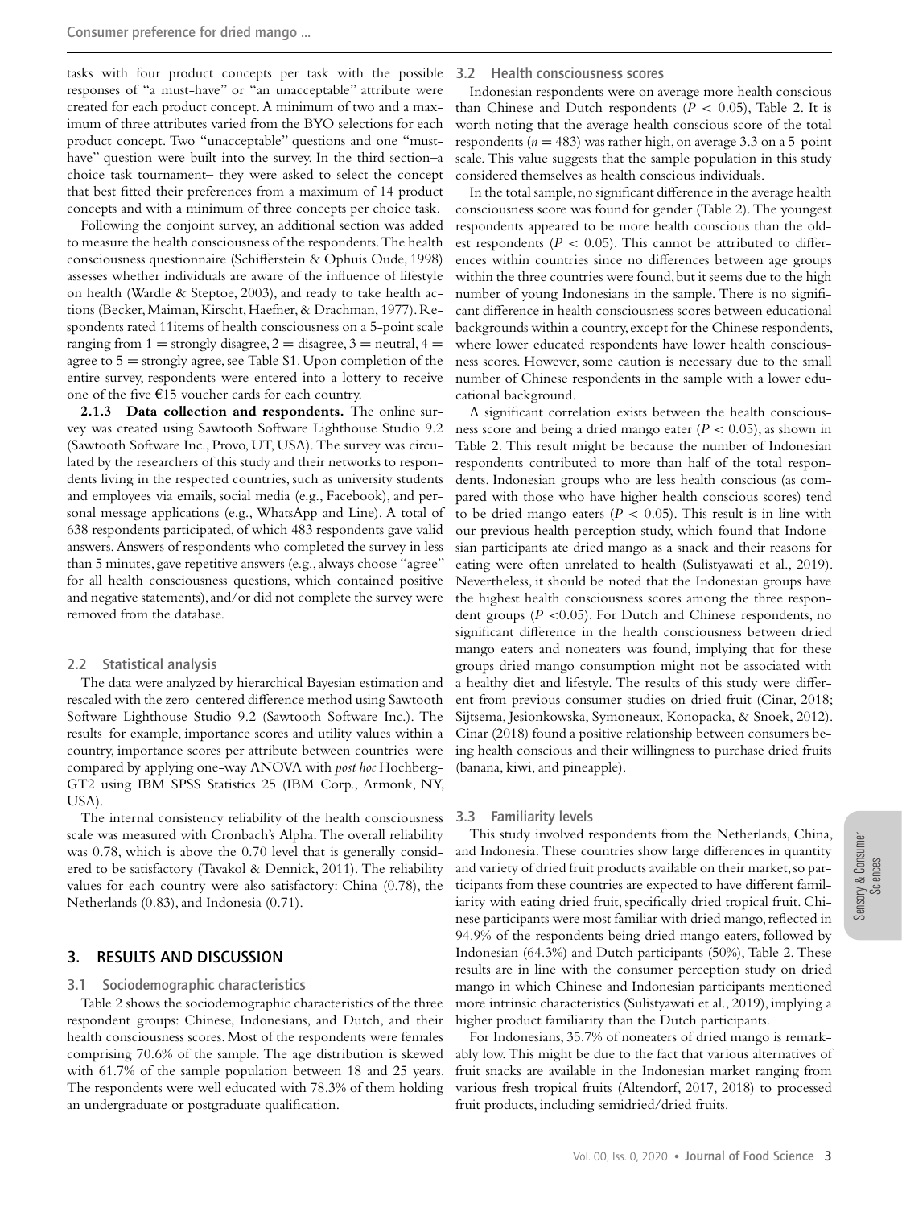tasks with four product concepts per task with the possible responses of "a must-have" or "an unacceptable" attribute were created for each product concept. A minimum of two and a maximum of three attributes varied from the BYO selections for each product concept. Two "unacceptable" questions and one "must-have" question were built into the survey. In the third section–a choice task tournament– they were asked to select the concept that best fitted their preferences from a maximum of 14 product concepts and with a minimum of three concepts per choice task.

Following the conjoint survey, an additional section was added to measure the health consciousness of the respondents. The health consciousness questionnaire (Schifferstein & Ophuis Oude, 1998) assesses whether individuals are aware of the influence of lifestyle on health (Wardle & Steptoe, 2003), and ready to take health actions (Becker, Maiman, Kirscht, Haefner, & Drachman, 1977). Respondents rated 11items of health consciousness on a 5-point scale ranging from 1 = strongly disagree, 2 = disagree, 3 = neutral, 4 = agree to 5 = strongly agree, see Table S1. Upon completion of the entire survey, respondents were entered into a lottery to receive one of the five €15 voucher cards for each country.

**2.1.3 Data collection and respondents.** The online survey was created using Sawtooth Software Lighthouse Studio 9.2 (Sawtooth Software Inc., Provo, UT, USA). The survey was circulated by the researchers of this study and their networks to respondents living in the respected countries, such as university students and employees via emails, social media (e.g., Facebook), and personal message applications (e.g., WhatsApp and Line). A total of 638 respondents participated, of which 483 respondents gave valid answers. Answers of respondents who completed the survey in less than 5 minutes, gave repetitive answers (e.g., always choose "agree" for all health consciousness questions, which contained positive and negative statements), and/or did not complete the survey were removed from the database.

## 2.2 Statistical analysis

The data were analyzed by hierarchical Bayesian estimation and rescaled with the zero-centered difference method using Sawtooth Software Lighthouse Studio 9.2 (Sawtooth Software Inc.). The results–for example, importance scores and utility values within a country, importance scores per attribute between countries–were compared by applying one-way ANOVA with *post hoc* Hochberg-GT2 using IBM SPSS Statistics 25 (IBM Corp., Armonk, NY, USA).

The internal consistency reliability of the health consciousness scale was measured with Cronbach's Alpha. The overall reliability was 0.78, which is above the 0.70 level that is generally considered to be satisfactory (Tavakol & Dennick, 2011). The reliability values for each country were also satisfactory: China (0.78), the Netherlands (0.83), and Indonesia (0.71).

# 3. RESULTS AND DISCUSSION

## 3.1 Sociodemographic characteristics

Table 2 shows the sociodemographic characteristics of the three respondent groups: Chinese, Indonesians, and Dutch, and their health consciousness scores. Most of the respondents were females comprising 70.6% of the sample. The age distribution is skewed with 61.7% of the sample population between 18 and 25 years. The respondents were well educated with 78.3% of them holding an undergraduate or postgraduate qualification.

## 3.2 Health consciousness scores

Indonesian respondents were on average more health conscious than Chinese and Dutch respondents ($P < 0.05$), Table 2. It is worth noting that the average health conscious score of the total respondents ($n = 483$) was rather high, on average 3.3 on a 5-point scale. This value suggests that the sample population in this study considered themselves as health conscious individuals.

In the total sample, no significant difference in the average health consciousness score was found for gender (Table 2). The youngest respondents appeared to be more health conscious than the oldest respondents ($P < 0.05$). This cannot be attributed to differences within countries since no differences between age groups within the three countries were found, but it seems due to the high number of young Indonesians in the sample. There is no significant difference in health consciousness scores between educational backgrounds within a country, except for the Chinese respondents, where lower educated respondents have lower health consciousness scores. However, some caution is necessary due to the small number of Chinese respondents in the sample with a lower educational background.

A significant correlation exists between the health consciousness score and being a dried mango eater ($P < 0.05$), as shown in Table 2. This result might be because the number of Indonesian respondents contributed to more than half of the total respondents. Indonesian groups who are less health conscious (as compared with those who have higher health conscious scores) tend to be dried mango eaters ($P < 0.05$). This result is in line with our previous health perception study, which found that Indonesian participants ate dried mango as a snack and their reasons for eating were often unrelated to health (Sulistyawati et al., 2019). Nevertheless, it should be noted that the Indonesian groups have the highest health consciousness scores among the three respondent groups ($P < 0.05$). For Dutch and Chinese respondents, no significant difference in the health consciousness between dried mango eaters and noneaters was found, implying that for these groups dried mango consumption might not be associated with a healthy diet and lifestyle. The results of this study were different from previous consumer studies on dried fruit (Cinar, 2018; Sijtsema, Jesionkowska, Symoneaux, Konopacka, & Snoek, 2012). Cinar (2018) found a positive relationship between consumers being health conscious and their willingness to purchase dried fruits (banana, kiwi, and pineapple).

## 3.3 Familiarity levels

This study involved respondents from the Netherlands, China, and Indonesia. These countries show large differences in quantity and variety of dried fruit products available on their market, so participants from these countries are expected to have different familiarity with eating dried fruit, specifically dried tropical fruit. Chinese participants were most familiar with dried mango, reflected in 94.9% of the respondents being dried mango eaters, followed by Indonesian (64.3%) and Dutch participants (50%), Table 2. These results are in line with the consumer perception study on dried mango in which Chinese and Indonesian participants mentioned more intrinsic characteristics (Sulistyawati et al., 2019), implying a higher product familiarity than the Dutch participants.

For Indonesians, 35.7% of noneaters of dried mango is remarkably low. This might be due to the fact that various alternatives of fruit snacks are available in the Indonesian market ranging from various fresh tropical fruits (Altendorf, 2017, 2018) to processed fruit products, including semidried/dried fruits.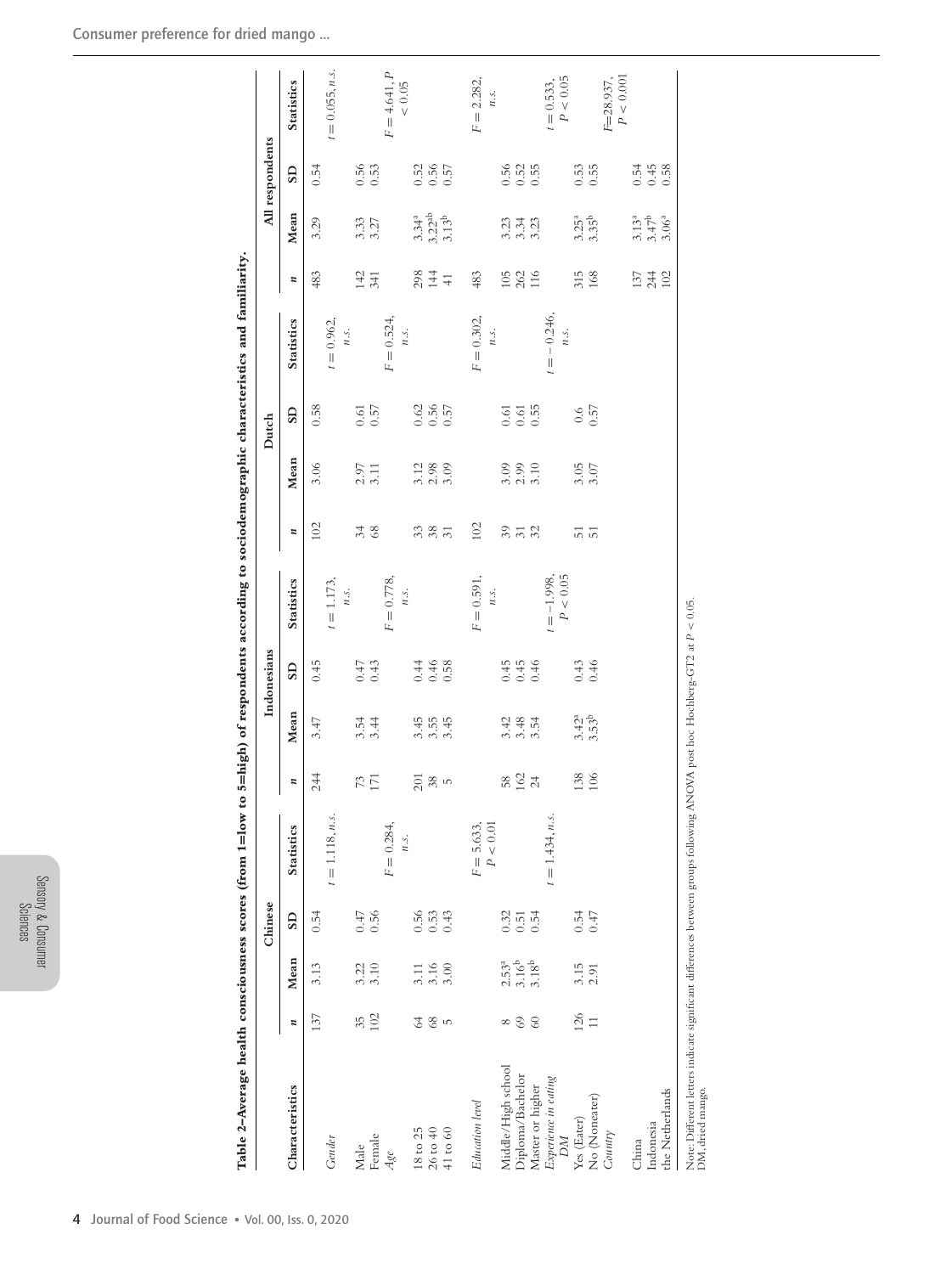Table 2–Average health consciousness scores (from 1=low to 5=high) of respondents according to sociodemographic characteristics and familiarity.

| Characteristics | Chinese | | | | Indonesians | | | | Dutch | | | | All respondents | | | |
|---|---|---|---|---|---|---|---|---|---|---|---|---|---|---|---|---|
| | *n* | Mean | SD | Statistics | *n* | Mean | SD | Statistics | *n* | Mean | SD | Statistics | *n* | Mean | SD | Statistics |
| *Gender* | 137 | 3.13 | 0.54 | $t = 1.118$, *n.s.* | 244 | 3.47 | 0.45 | $t = 1.173$, *n.s.* | 102 | 3.06 | 0.58 | $t = 0.962$, *n.s.* | 483 | 3.29 | 0.54 | $t = 0.055$, *n.s.* |
| Male | 35 | 3.22 | 0.47 | | 73 | 3.54 | 0.47 | | 34 | 2.97 | 0.61 | | 142 | 3.33 | 0.56 | |
| Female | 102 | 3.10 | 0.56 | | 171 | 3.44 | 0.43 | | 68 | 3.11 | 0.57 | | 341 | 3.27 | 0.53 | |
| *Age* | | | | $F = 0.284$, *n.s.* | | | | $F = 0.778$, *n.s.* | | | | $F = 0.524$, *n.s.* | | | | $F = 4.641$, $P < 0.05$ |
| 18 to 25 | 64 | 3.11 | 0.56 | | 201 | 3.45 | 0.44 | | 33 | 3.12 | 0.62 | | 298 | 3.34[a] | 0.52 | |
| 26 to 40 | 68 | 3.16 | 0.53 | | 38 | 3.55 | 0.46 | | 38 | 2.98 | 0.56 | | 144 | 3.22[ab] | 0.56 | |
| 41 to 60 | 5 | 3.00 | 0.43 | | 5 | 3.45 | 0.58 | | 31 | 3.09 | 0.57 | | 41 | 3.13[b] | 0.57 | |
| *Education level* | | | | $F = 5.633$, $P < 0.01$ | | | | $F = 0.591$, *n.s.* | 102 | | | $F = 0.302$, *n.s.* | 483 | | | $F = 2.282$, *n.s.* |
| Middle/High school | 8 | 2.53[a] | 0.32 | | 58 | 3.42 | 0.45 | | 39 | 3.09 | 0.61 | | 105 | 3.23 | 0.56 | |
| Diploma/Bachelor | 69 | 3.16[b] | 0.51 | | 162 | 3.48 | 0.45 | | 31 | 2.99 | 0.61 | | 262 | 3.34 | 0.52 | |
| Master or higher | 60 | 3.18[b] | 0.54 | | 24 | 3.54 | 0.46 | | 32 | 3.10 | 0.55 | | 116 | 3.23 | 0.55 | |
| *Experience in eating DM* | | | | $t = 1.434$, *n.s.* | | | | $t = -1.998$, $P < 0.05$ | | | | $t = -0.246$, *n.s.* | | | | $t = 0.533$, $P < 0.05$ |
| Yes (Eater) | 126 | 3.15 | 0.54 | | 138 | 3.42[a] | 0.43 | | 51 | 3.05 | 0.6 | | 315 | 3.25[a] | 0.53 | |
| No (Noneater) | 11 | 2.91 | 0.47 | | 106 | 3.53[b] | 0.46 | | 51 | 3.07 | 0.57 | | 168 | 3.35[b] | 0.55 | |
| *Country* | | | | | | | | | | | | | | | | $F=28.937$, $P < 0.001$ |
| China | | | | | | | | | | | | | 137 | 3.13[a] | 0.54 | |
| Indonesia | | | | | | | | | | | | | 244 | 3.47[b] | 0.45 | |
| the Netherlands | | | | | | | | | | | | | 102 | 3.06[a] | 0.58 | |

Note: Different letters indicate significant differences between groups following ANOVA post hoc Hochberg-GT2 at $P < 0.05$.
DM, dried mango.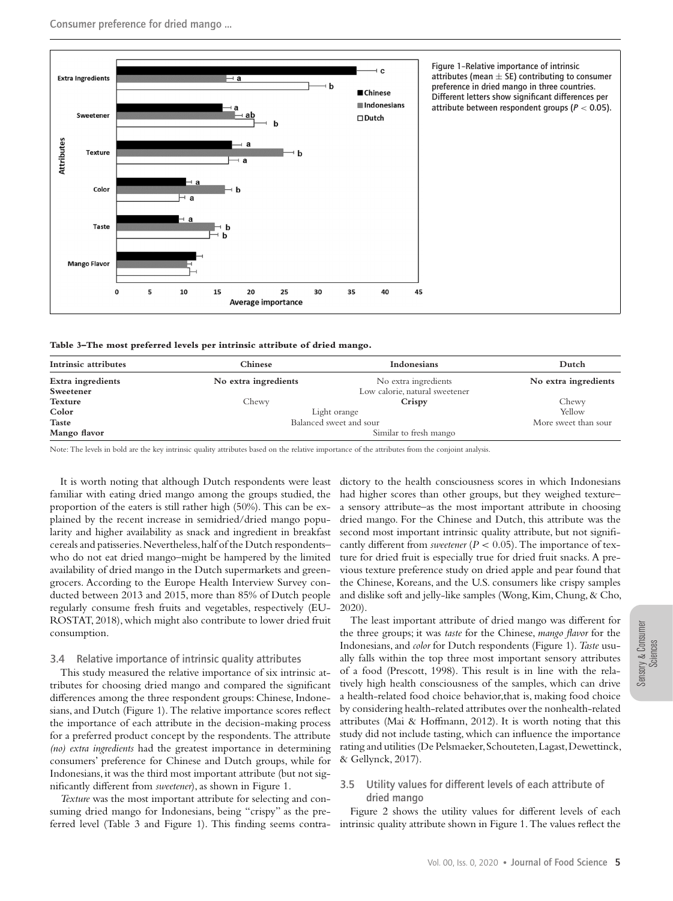Figure 1–Relative importance of intrinsic attributes (mean ± SE) contributing to consumer preference in dried mango in three countries. Different letters show significant differences per attribute between respondent groups ($P < 0.05$).

**Table 3–The most preferred levels per intrinsic attribute of dried mango.**

| Intrinsic attributes | Chinese | Indonesians | Dutch |
|---|---|---|---|
| **Extra ingredients** | **No extra ingredients** | No extra ingredients | **No extra ingredients** |
| **Sweetener** | Low calorie, natural sweetener | Low calorie, natural sweetener | Low calorie, natural sweetener |
| **Texture** | Chewy | **Crispy** | Chewy |
| **Color** | Light orange | Light orange | Yellow |
| **Taste** | Balanced sweet and sour | Balanced sweet and sour | More sweet than sour |
| **Mango flavor** | Similar to fresh mango | Similar to fresh mango | Similar to fresh mango |

Note: The levels in bold are the key intrinsic quality attributes based on the relative importance of the attributes from the conjoint analysis.

It is worth noting that although Dutch respondents were least familiar with eating dried mango among the groups studied, the proportion of the eaters is still rather high (50%). This can be explained by the recent increase in semidried/dried mango popularity and higher availability as snack and ingredient in breakfast cereals and patisseries. Nevertheless, half of the Dutch respondents–who do not eat dried mango–might be hampered by the limited availability of dried mango in the Dutch supermarkets and greengrocers. According to the Europe Health Interview Survey conducted between 2013 and 2015, more than 85% of Dutch people regularly consume fresh fruits and vegetables, respectively (EUROSTAT, 2018), which might also contribute to lower dried fruit consumption.

### 3.4 Relative importance of intrinsic quality attributes

This study measured the relative importance of six intrinsic attributes for choosing dried mango and compared the significant differences among the three respondent groups: Chinese, Indonesians, and Dutch (Figure 1). The relative importance scores reflect the importance of each attribute in the decision-making process for a preferred product concept by the respondents. The attribute *(no) extra ingredients* had the greatest importance in determining consumers' preference for Chinese and Dutch groups, while for Indonesians, it was the third most important attribute (but not significantly different from *sweetener*), as shown in Figure 1.

*Texture* was the most important attribute for selecting and consuming dried mango for Indonesians, being "crispy" as the preferred level (Table 3 and Figure 1). This finding seems contradictory to the health consciousness scores in which Indonesians had higher scores than other groups, but they weighed texture–a sensory attribute–as the most important attribute in choosing dried mango. For the Chinese and Dutch, this attribute was the second most important intrinsic quality attribute, but not significantly different from *sweetener* ($P < 0.05$). The importance of texture for dried fruit is especially true for dried fruit snacks. A previous texture preference study on dried apple and pear found that the Chinese, Koreans, and the U.S. consumers like crispy samples and dislike soft and jelly-like samples (Wong, Kim, Chung, & Cho, 2020).

The least important attribute of dried mango was different for the three groups; it was *taste* for the Chinese, *mango flavor* for the Indonesians, and *color* for Dutch respondents (Figure 1). *Taste* usually falls within the top three most important sensory attributes of a food (Prescott, 1998). This result is in line with the relatively high health consciousness of the samples, which can drive a health-related food choice behavior,that is, making food choice by considering health-related attributes over the nonhealth-related attributes (Mai & Hoffmann, 2012). It is worth noting that this study did not include tasting, which can influence the importance rating and utilities (De Pelsmaeker, Schouteten, Lagast, Dewettinck, & Gellynck, 2017).

### 3.5 Utility values for different levels of each attribute of dried mango

Figure 2 shows the utility values for different levels of each intrinsic quality attribute shown in Figure 1. The values reflect the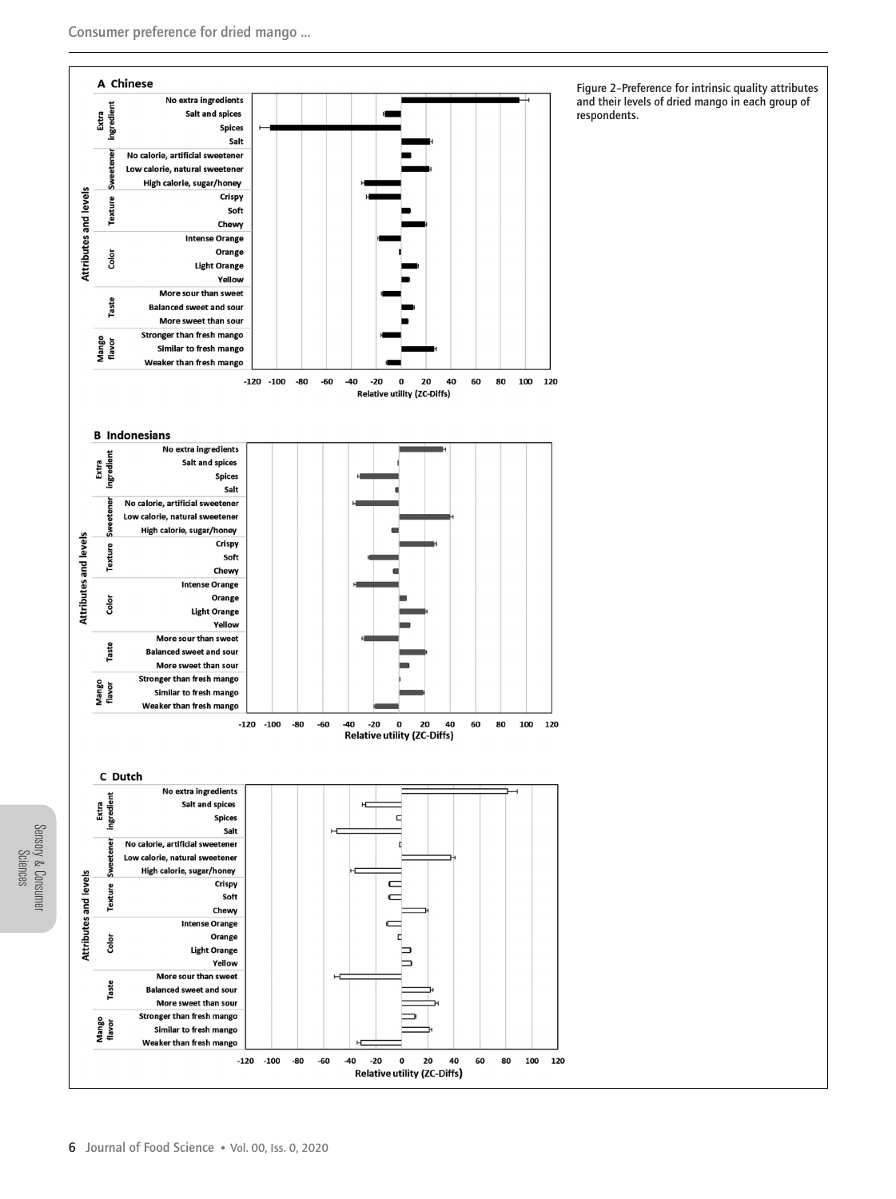Figure 2–Preference for intrinsic quality attributes and their levels of dried mango in each group of respondents.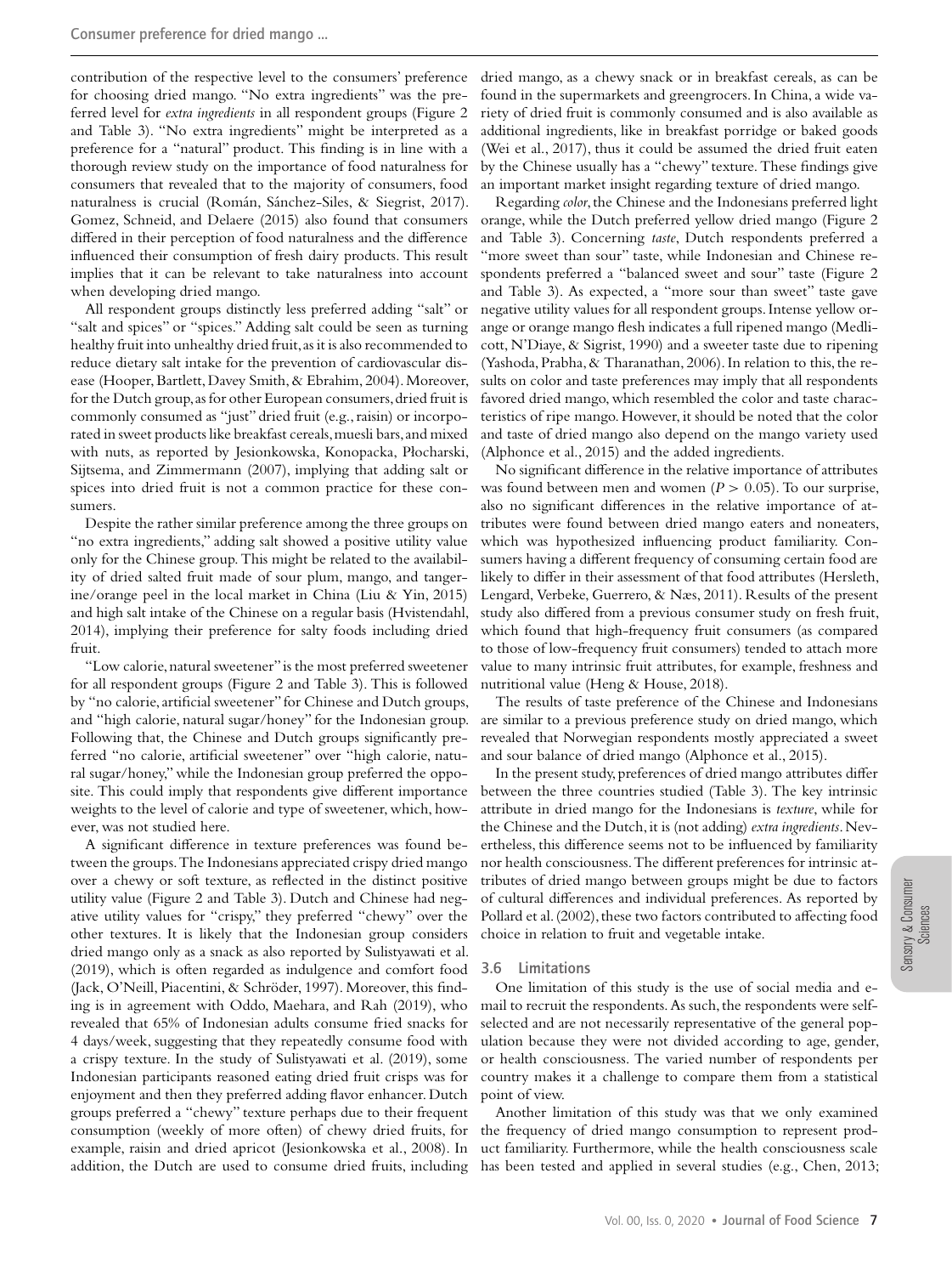contribution of the respective level to the consumers' preference for choosing dried mango. "No extra ingredients" was the preferred level for *extra ingredients* in all respondent groups (Figure 2 and Table 3). "No extra ingredients" might be interpreted as a preference for a "natural" product. This finding is in line with a thorough review study on the importance of food naturalness for consumers that revealed that to the majority of consumers, food naturalness is crucial (Román, Sánchez-Siles, & Siegrist, 2017). Gomez, Schneid, and Delaere (2015) also found that consumers differed in their perception of food naturalness and the difference influenced their consumption of fresh dairy products. This result implies that it can be relevant to take naturalness into account when developing dried mango.

All respondent groups distinctly less preferred adding "salt" or "salt and spices" or "spices." Adding salt could be seen as turning healthy fruit into unhealthy dried fruit, as it is also recommended to reduce dietary salt intake for the prevention of cardiovascular disease (Hooper, Bartlett, Davey Smith, & Ebrahim, 2004). Moreover, for the Dutch group, as for other European consumers, dried fruit is commonly consumed as "just" dried fruit (e.g., raisin) or incorporated in sweet products like breakfast cereals, muesli bars, and mixed with nuts, as reported by Jesionkowska, Konopacka, Płocharski, Sijtsema, and Zimmermann (2007), implying that adding salt or spices into dried fruit is not a common practice for these consumers.

Despite the rather similar preference among the three groups on "no extra ingredients," adding salt showed a positive utility value only for the Chinese group. This might be related to the availability of dried salted fruit made of sour plum, mango, and tangerine/orange peel in the local market in China (Liu & Yin, 2015) and high salt intake of the Chinese on a regular basis (Hvistendahl, 2014), implying their preference for salty foods including dried fruit.

"Low calorie, natural sweetener" is the most preferred sweetener for all respondent groups (Figure 2 and Table 3). This is followed by "no calorie, artificial sweetener" for Chinese and Dutch groups, and "high calorie, natural sugar/honey" for the Indonesian group. Following that, the Chinese and Dutch groups significantly preferred "no calorie, artificial sweetener" over "high calorie, natural sugar/honey," while the Indonesian group preferred the opposite. This could imply that respondents give different importance weights to the level of calorie and type of sweetener, which, however, was not studied here.

A significant difference in texture preferences was found between the groups. The Indonesians appreciated crispy dried mango over a chewy or soft texture, as reflected in the distinct positive utility value (Figure 2 and Table 3). Dutch and Chinese had negative utility values for "crispy," they preferred "chewy" over the other textures. It is likely that the Indonesian group considers dried mango only as a snack as also reported by Sulistyawati et al. (2019), which is often regarded as indulgence and comfort food (Jack, O'Neill, Piacentini, & Schröder, 1997). Moreover, this finding is in agreement with Oddo, Maehara, and Rah (2019), who revealed that 65% of Indonesian adults consume fried snacks for 4 days/week, suggesting that they repeatedly consume food with a crispy texture. In the study of Sulistyawati et al. (2019), some Indonesian participants reasoned eating dried fruit crisps was for enjoyment and then they preferred adding flavor enhancer. Dutch groups preferred a "chewy" texture perhaps due to their frequent consumption (weekly of more often) of chewy dried fruits, for example, raisin and dried apricot (Jesionkowska et al., 2008). In addition, the Dutch are used to consume dried fruits, including dried mango, as a chewy snack or in breakfast cereals, as can be found in the supermarkets and greengrocers. In China, a wide variety of dried fruit is commonly consumed and is also available as additional ingredients, like in breakfast porridge or baked goods (Wei et al., 2017), thus it could be assumed the dried fruit eaten by the Chinese usually has a "chewy" texture. These findings give an important market insight regarding texture of dried mango.

Regarding *color*, the Chinese and the Indonesians preferred light orange, while the Dutch preferred yellow dried mango (Figure 2 and Table 3). Concerning *taste*, Dutch respondents preferred a "more sweet than sour" taste, while Indonesian and Chinese respondents preferred a "balanced sweet and sour" taste (Figure 2 and Table 3). As expected, a "more sour than sweet" taste gave negative utility values for all respondent groups. Intense yellow orange or orange mango flesh indicates a full ripened mango (Medlicott, N'Diaye, & Sigrist, 1990) and a sweeter taste due to ripening (Yashoda, Prabha, & Tharanathan, 2006). In relation to this, the results on color and taste preferences may imply that all respondents favored dried mango, which resembled the color and taste characteristics of ripe mango. However, it should be noted that the color and taste of dried mango also depend on the mango variety used (Alphonce et al., 2015) and the added ingredients.

No significant difference in the relative importance of attributes was found between men and women ($P > 0.05$). To our surprise, also no significant differences in the relative importance of attributes were found between dried mango eaters and noneaters, which was hypothesized influencing product familiarity. Consumers having a different frequency of consuming certain food are likely to differ in their assessment of that food attributes (Hersleth, Lengard, Verbeke, Guerrero, & Næs, 2011). Results of the present study also differed from a previous consumer study on fresh fruit, which found that high-frequency fruit consumers (as compared to those of low-frequency fruit consumers) tended to attach more value to many intrinsic fruit attributes, for example, freshness and nutritional value (Heng & House, 2018).

The results of taste preference of the Chinese and Indonesians are similar to a previous preference study on dried mango, which revealed that Norwegian respondents mostly appreciated a sweet and sour balance of dried mango (Alphonce et al., 2015).

In the present study, preferences of dried mango attributes differ between the three countries studied (Table 3). The key intrinsic attribute in dried mango for the Indonesians is *texture*, while for the Chinese and the Dutch, it is (not adding) *extra ingredients*. Nevertheless, this difference seems not to be influenced by familiarity nor health consciousness. The different preferences for intrinsic attributes of dried mango between groups might be due to factors of cultural differences and individual preferences. As reported by Pollard et al. (2002), these two factors contributed to affecting food choice in relation to fruit and vegetable intake.

### 3.6 Limitations

One limitation of this study is the use of social media and e-mail to recruit the respondents. As such, the respondents were self-selected and are not necessarily representative of the general population because they were not divided according to age, gender, or health consciousness. The varied number of respondents per country makes it a challenge to compare them from a statistical point of view.

Another limitation of this study was that we only examined the frequency of dried mango consumption to represent product familiarity. Furthermore, while the health consciousness scale has been tested and applied in several studies (e.g., Chen, 2013;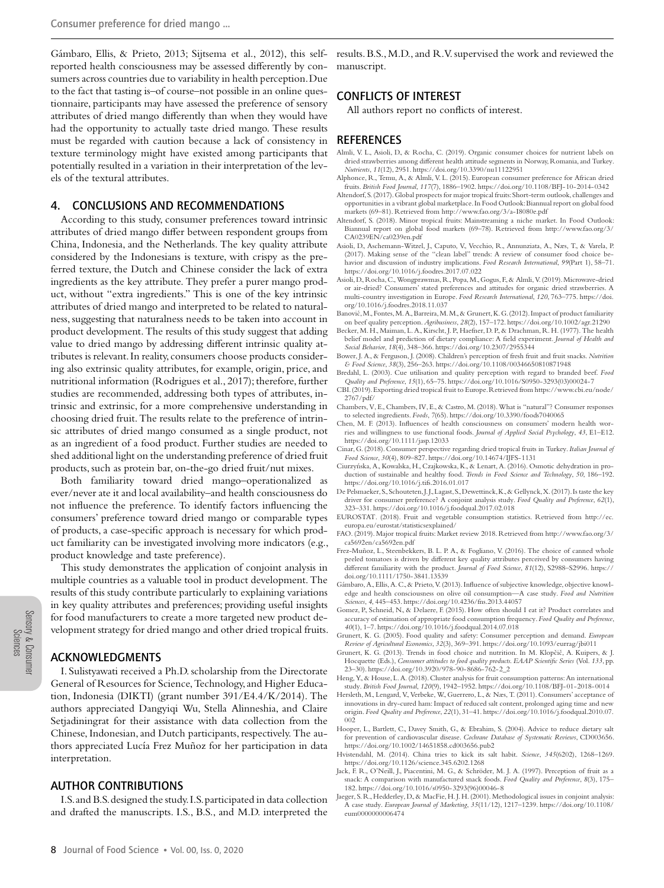Gámbaro, Ellis, & Prieto, 2013; Sijtsema et al., 2012), this self-reported health consciousness may be assessed differently by consumers across countries due to variability in health perception. Due to the fact that tasting is–of course–not possible in an online questionnaire, participants may have assessed the preference of sensory attributes of dried mango differently than when they would have had the opportunity to actually taste dried mango. These results must be regarded with caution because a lack of consistency in texture terminology might have existed among participants that potentially resulted in a variation in their interpretation of the levels of the textural attributes.

## 4. CONCLUSIONS AND RECOMMENDATIONS

According to this study, consumer preferences toward intrinsic attributes of dried mango differ between respondent groups from China, Indonesia, and the Netherlands. The key quality attribute considered by the Indonesians is texture, with crispy as the preferred texture, the Dutch and Chinese consider the lack of extra ingredients as the key attribute. They prefer a purer mango product, without "extra ingredients." This is one of the key intrinsic attributes of dried mango and interpreted to be related to naturalness, suggesting that naturalness needs to be taken into account in product development. The results of this study suggest that adding value to dried mango by addressing different intrinsic quality attributes is relevant. In reality, consumers choose products considering also extrinsic quality attributes, for example, origin, price, and nutritional information (Rodrigues et al., 2017); therefore, further studies are recommended, addressing both types of attributes, intrinsic and extrinsic, for a more comprehensive understanding in choosing dried fruit. The results relate to the preference of intrinsic attributes of dried mango consumed as a single product, not as an ingredient of a food product. Further studies are needed to shed additional light on the understanding preference of dried fruit products, such as protein bar, on-the-go dried fruit/nut mixes.

Both familiarity toward dried mango–operationalized as ever/never ate it and local availability–and health consciousness do not influence the preference. To identify factors influencing the consumers' preference toward dried mango or comparable types of products, a case-specific approach is necessary for which product familiarity can be investigated involving more indicators (e.g., product knowledge and taste preference).

This study demonstrates the application of conjoint analysis in multiple countries as a valuable tool in product development. The results of this study contribute particularly to explaining variations in key quality attributes and preferences; providing useful insights for food manufacturers to create a more targeted new product development strategy for dried mango and other dried tropical fruits.

## ACKNOWLEDGMENTS

I. Sulistyawati received a Ph.D. scholarship from the Directorate General of Resources for Science, Technology, and Higher Education, Indonesia (DIKTI) (grant number 391/E4.4/K/2014). The authors appreciated Dangyiqi Wu, Stella Alinneshia, and Claire Setjadiningrat for their assistance with data collection from the Chinese, Indonesian, and Dutch participants, respectively. The authors appreciated Lucía Frez Muñoz for her participation in data interpretation.

## AUTHOR CONTRIBUTIONS

I.S. and B.S. designed the study. I.S. participated in data collection and drafted the manuscripts. I.S., B.S., and M.D. interpreted the results. B.S., M.D., and R.V. supervised the work and reviewed the manuscript.

## CONFLICTS OF INTEREST

All authors report no conflicts of interest.

## REFERENCES

Almli, V. L., Asioli, D., & Rocha, C. (2019). Organic consumer choices for nutrient labels on dried strawberries among different health attitude segments in Norway, Romania, and Turkey. *Nutrients*, *11*(12), 2951. https://doi.org/10.3390/nu11122951

Alphonce, R., Temu, A., & Almli, V. L. (2015). European consumer preference for African dried fruits. *British Food Journal*, *117*(7), 1886–1902. https://doi.org/10.1108/BFJ-10-2014-0342

Altendorf, S. (2017). Global prospects for major tropical fruits: Short-term outlook, challenges and opportunities in a vibrant global marketplace. In Food Outlook: Biannual report on global food markets (69–81). Retrieved from http://www.fao.org/3/a-I8080e.pdf

Altendorf, S. (2018). Minor tropical fruits: Mainstreaming a niche market. In Food Outlook: Biannual report on global food markets (69–78). Retrieved from http://www.fao.org/3/CA0239EN/ca0239en.pdf

Asioli, D., Aschemann-Witzel, J., Caputo, V., Vecchio, R., Annunziata, A., Næs, T., & Varela, P. (2017). Making sense of the "clean label" trends: A review of consumer food choice behavior and discussion of industry implications. *Food Research International*, *99*(Part 1), 58–71. https://doi.org/10.1016/j.foodres.2017.07.022

Asioli, D., Rocha, C., Wongprawmas, R., Popa, M., Gogus, F., & Almli, V. (2019). Microwave-dried or air-dried? Consumers' stated preferences and attitudes for organic dried strawberries. A multi-country investigation in Europe. *Food Research International*, *120*, 763–775. https://doi.org/10.1016/j.foodres.2018.11.037

Banović, M., Fontes, M. A., Barreira, M. M., & Grunert, K. G. (2012). Impact of product familiarity on beef quality perception. *Agribusiness*, *28*(2), 157–172. https://doi.org/10.1002/agr.21290

Becker, M. H., Maiman, L. A., Kirscht, J. P., Haefner, D. P., & Drachman, R. H. (1977). The health belief model and prediction of dietary compliance: A field experiment. *Journal of Health and Social Behavior*, *18*(4), 348–366. https://doi.org/10.2307/2955344

Bower, J. A., & Ferguson, J. (2008). Children's perception of fresh fruit and fruit snacks. *Nutrition & Food Science*, *38*(3), 256–263. https://doi.org/10.1108/00346650810871948

Bredahl, L. (2003). Cue utilisation and quality perception with regard to branded beef. *Food Quality and Preference*, *15*(1), 65–75. https://doi.org/10.1016/S0950-3293(03)00024-7

CBI. (2019). Exporting dried tropical fruit to Europe. Retrieved from https://www.cbi.eu/node/2767/pdf/

Chambers, V, E., Chambers, IV, E., & Castro, M. (2018). What is "natural"? Consumer responses to selected ingredients. *Foods*, *7*(65). https://doi.org/10.3390/foods7040065

Chen, M. F. (2013). Influences of health consciousness on consumers' modern health worries and willingness to use functional foods. *Journal of Applied Social Psychology*, *43*, E1–E12. https://doi.org/10.1111/jasp.12033

Cinar, G. (2018). Consumer perspective regarding dried tropical fruits in Turkey. *Italian Journal of Food Science*, *30*(4), 809–827. https://doi.org/10.14674/IJFS-1131

Ciurzyńska, A., Kowalska, H., Czajkowska, K., & Lenart, A. (2016). Osmotic dehydration in production of sustainable and healthy food. *Trends in Food Science and Technology*, *50*, 186–192. https://doi.org/10.1016/j.tifs.2016.01.017

De Pelsmaeker, S., Schouteten, J. J., Lagast, S., Dewettinck, K., & Gellynck, X. (2017). Is taste the key driver for consumer preference? A conjoint analysis study. *Food Quality and Preference*, *62*(1), 323–331. https://doi.org/10.1016/j.foodqual.2017.02.018

EUROSTAT. (2018). Fruit and vegetable consumption statistics. Retrieved from http://ec.europa.eu/eurostat/statisticsexplained/

FAO. (2019). Major tropical fruits: Market review 2018. Retrieved from http://www.fao.org/3/ca5692en/ca5692en.pdf

Frez-Muñoz, L., Steenbekkers, B. L. P. A., & Fogliano, V. (2016). The choice of canned whole peeled tomatoes is driven by different key quality attributes perceived by consumers having different familiarity with the product. *Journal of Food Science*, *81*(12), S2988–S2996. https://doi.org/10.1111/1750-3841.13539

Gámbaro, A., Ellis, A. C., & Prieto, V. (2013). Influence of subjective knowledge, objective knowledge and health consciousness on olive oil consumption—A case study. *Food and Nutrition Sciences*, *4*, 445–453. https://doi.org/10.4236/fns.2013.44057

Gomez, P., Schneid, N., & Delaere, F. (2015). How often should I eat it? Product correlates and accuracy of estimation of appropriate food consumption frequency. *Food Quality and Preference*, *40*(1), 1–7. https://doi.org/10.1016/j.foodqual.2014.07.018

Grunert, K. G. (2005). Food quality and safety: Consumer perception and demand. *European Review of Agricultural Economics*, *32*(3), 369–391. https://doi.org/10.1093/eurrag/jbi011

Grunert, K. G. (2013). Trends in food choice and nutrition. In M. Klopčič, A. Kuipers, & J. Hocquette (Eds.), *Consumer attitudes to food quality products. EAAP Scientific Series* (Vol. *133*, pp. 23–30). https://doi.org/10.3920/978-90-8686-762-2_2

Heng, Y., & House, L. A. (2018). Cluster analysis for fruit consumption patterns: An international study. *British Food Journal*, *120*(9), 1942–1952. https://doi.org/10.1108/BFJ-01-2018-0014

Hersleth, M., Lengard, V., Verbeke, W., Guerrero, L., & Næs, T. (2011). Consumers' acceptance of innovations in dry-cured ham: Impact of reduced salt content, prolonged aging time and new origin. *Food Quality and Preference*, *22*(1), 31–41. https://doi.org/10.1016/j.foodqual.2010.07.002

Hooper, L., Bartlett, C., Davey Smith, G., & Ebrahim, S. (2004). Advice to reduce dietary salt for prevention of cardiovascular disease. *Cochrane Database of Systematic Reviews*, CD003656. https://doi.org/10.1002/14651858.cd003656.pub2

Hvistendahl, M. (2014). China tries to kick its salt habit. *Science*, *345*(6202), 1268–1269. https://doi.org/10.1126/science.345.6202.1268

Jack, F. R., O'Neill, J., Piacentini, M. G., & Schröder, M. J. A. (1997). Perception of fruit as a snack: A comparison with manufactured snack foods. *Food Quality and Preference*, *8*(3), 175–182. https://doi.org/10.1016/s0950-3293(96)00046-8

Jaeger, S. R., Hedderley, D., & MacFie, H. J. H. (2001). Methodological issues in conjoint analysis: A case study. *European Journal of Marketing*, *35*(11/12), 1217–1239. https://doi.org/10.1108/eum0000000006474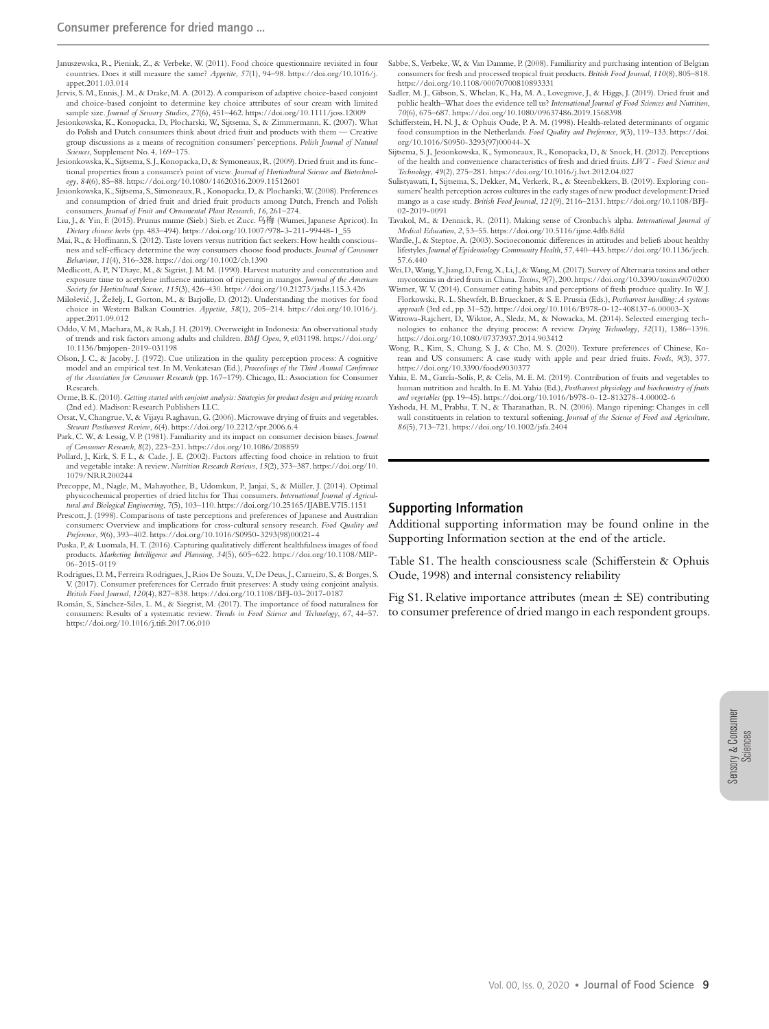Januszewska, R., Pieniak, Z., & Verbeke, W. (2011). Food choice questionnaire revisited in four countries. Does it still measure the same? *Appetite*, *57*(1), 94–98. https://doi.org/10.1016/j.appet.2011.03.014

Jervis, S. M., Ennis, J. M., & Drake, M. A. (2012). A comparison of adaptive choice-based conjoint and choice-based conjoint to determine key choice attributes of sour cream with limited sample size. *Journal of Sensory Studies*, *27*(6), 451–462. https://doi.org/10.1111/joss.12009

Jesionkowska, K., Konopacka, D., Płocharski, W., Sijtsema, S., & Zimmermann, K. (2007). What do Polish and Dutch consumers think about dried fruit and products with them — Creative group discussions as a means of recognition consumers' perceptions. *Polish Journal of Natural Sciences*, Supplement No. 4, 169–175.

Jesionkowska, K., Sijtsema, S. J., Konopacka, D., & Symoneaux, R. (2009). Dried fruit and its functional properties from a consumer's point of view. *Journal of Horticultural Science and Biotechnology*, *84*(6), 85–88. https://doi.org/10.1080/14620316.2009.11512601

Jesionkowska, K., Sijtsema, S., Simoneaux, R., Konopacka, D., & Plocharski, W. (2008). Preferences and consumption of dried fruit and dried fruit products among Dutch, French and Polish consumers. *Journal of Fruit and Ornamental Plant Research*, *16*, 261–274.

Liu, J., & Yin, F. (2015). Prunus mume (Sieb.) Sieb. et Zucc. 乌梅 (Wumei, Japanese Apricot). In *Dietary chinese herbs* (pp. 483–494). https://doi.org/10.1007/978-3-211-99448-1_55

Mai, R., & Hoffmann, S. (2012). Taste lovers versus nutrition fact seekers: How health consciousness and self-efficacy determine the way consumers choose food products. *Journal of Consumer Behaviour*, *11*(4), 316–328. https://doi.org/10.1002/cb.1390

Medlicott, A. P., N'Diaye, M., & Sigrist, J. M. M. (1990). Harvest maturity and concentration and exposure time to acetylene influence initiation of ripening in mangos. *Journal of the American Society for Horticultural Science*, *115*(3), 426–430. https://doi.org/10.21273/jashs.115.3.426

Milošević, J., Žeželj, I., Gorton, M., & Barjolle, D. (2012). Understanding the motives for food choice in Western Balkan Countries. *Appetite*, *58*(1), 205–214. https://doi.org/10.1016/j.appet.2011.09.012

Oddo, V. M., Maehara, M., & Rah, J. H. (2019). Overweight in Indonesia: An observational study of trends and risk factors among adults and children. *BMJ Open*, *9*, e031198. https://doi.org/10.1136/bmjopen-2019-031198

Olson, J. C., & Jacoby, J. (1972). Cue utilization in the quality perception process: A cognitive model and an empirical test. In M. Venkatesan (Ed.), *Proceedings of the Third Annual Conference of the Association for Consumer Research* (pp. 167–179). Chicago, IL: Association for Consumer Research.

Orme, B. K. (2010). *Getting started with conjoint analysis: Strategies for product design and pricing research* (2nd ed.). Madison: Research Publishers LLC.

Orsat, V., Changrue, V., & Vijaya Raghavan, G. (2006). Microwave drying of fruits and vegetables. *Stewart Postharvest Review*, *6*(4). https://doi.org/10.2212/spr.2006.6.4

Park, C. W., & Lessig, V. P. (1981). Familiarity and its impact on consumer decision biases. *Journal of Consumer Research*, *8*(2), 223–231. https://doi.org/10.1086/208859

Pollard, J., Kirk, S. F. L., & Cade, J. E. (2002). Factors affecting food choice in relation to fruit and vegetable intake: A review. *Nutrition Research Reviews*, *15*(2), 373–387. https://doi.org/10.1079/NRR200244

Precoppe, M., Nagle, M., Mahayothee, B., Udomkun, P., Janjai, S., & Müller, J. (2014). Optimal physicochemical properties of dried litchis for Thai consumers. *International Journal of Agricultural and Biological Engineering*, *7*(5), 103–110. https://doi.org/10.25165/IJABE.V7I5.1151

Prescott, J. (1998). Comparisons of taste perceptions and preferences of Japanese and Australian consumers: Overview and implications for cross-cultural sensory research. *Food Quality and Preference*, *9*(6), 393–402. https://doi.org/10.1016/S0950-3293(98)00021-4

Puska, P., & Luomala, H. T. (2016). Capturing qualitatively different healthfulness images of food products. *Marketing Intelligence and Planning*, *34*(5), 605–622. https://doi.org/10.1108/MIP-06-2015-0119

Rodrigues, D. M., Ferreira Rodrigues, J., Rios De Souza, V., De Deus, J., Carneiro, S., & Borges, S. V. (2017). Consumer preferences for Cerrado fruit preserves: A study using conjoint analysis. *British Food Journal*, *120*(4), 827–838. https://doi.org/10.1108/BFJ-03-2017-0187

Román, S., Sánchez-Siles, L. M., & Siegrist, M. (2017). The importance of food naturalness for consumers: Results of a systematic review. *Trends in Food Science and Technology*, *67*, 44–57. https://doi.org/10.1016/j.tifs.2017.06.010

Sabbe, S., Verbeke, W., & Van Damme, P. (2008). Familiarity and purchasing intention of Belgian consumers for fresh and processed tropical fruit products. *British Food Journal*, *110*(8), 805–818. https://doi.org/10.1108/00070700810893331

Sadler, M. J., Gibson, S., Whelan, K., Ha, M. A., Lovegrove, J., & Higgs, J. (2019). Dried fruit and public health–What does the evidence tell us? *International Journal of Food Sciences and Nutrition*, *70*(6), 675–687. https://doi.org/10.1080/09637486.2019.1568398

Schifferstein, H. N. J., & Ophuis Oude, P. A. M. (1998). Health-related determinants of organic food consumption in the Netherlands. *Food Quality and Preference*, *9*(3), 119–133. https://doi.org/10.1016/S0950-3293(97)00044-X

Sijtsema, S. J., Jesionkowska, K., Symoneaux, R., Konopacka, D., & Snoek, H. (2012). Perceptions of the health and convenience characteristics of fresh and dried fruits. *LWT - Food Science and Technology*, *49*(2), 275–281. https://doi.org/10.1016/j.lwt.2012.04.027

Sulistyawati, I., Sijtsema, S., Dekker, M., Verkerk, R., & Steenbekkers, B. (2019). Exploring consumers' health perception across cultures in the early stages of new product development: Dried mango as a case study. *British Food Journal*, *121*(9), 2116–2131. https://doi.org/10.1108/BFJ-02-2019-0091

Tavakol, M., & Dennick, R. (2011). Making sense of Cronbach's alpha. *International Journal of Medical Education*, *2*, 53–55. https://doi.org/10.5116/ijme.4dfb.8dfd

Wardle, J., & Steptoe, A. (2003). Socioeconomic differences in attitudes and beliefs about healthy lifestyles. *Journal of Epidemiology Community Health*, *57*, 440–443. https://doi.org/10.1136/jech.57.6.440

Wei, D., Wang, Y., Jiang, D., Feng, X., Li, J., & Wang, M. (2017). Survey of Alternaria toxins and other mycotoxins in dried fruits in China. *Toxins*, *9*(7), 200. https://doi.org/10.3390/toxins9070200

Wismer, W. V. (2014). Consumer eating habits and perceptions of fresh produce quality. In W. J. Florkowski, R. L. Shewfelt, B. Brueckner, & S. E. Prussia (Eds.), *Postharvest handling: A systems approach* (3rd ed., pp. 31–52). https://doi.org/10.1016/B978-0-12-408137-6.00003-X

Witrowa-Rajchert, D., Wiktor, A., Sledz, M., & Nowacka, M. (2014). Selected emerging technologies to enhance the drying process: A review. *Drying Technology*, *32*(11), 1386–1396. https://doi.org/10.1080/07373937.2014.903412

Wong, R., Kim, S., Chung, S. J., & Cho, M. S. (2020). Texture preferences of Chinese, Korean and US consumers: A case study with apple and pear dried fruits. *Foods*, *9*(3), 377. https://doi.org/10.3390/foods9030377

Yahia, E. M., García-Solís, P., & Celis, M. E. M. (2019). Contribution of fruits and vegetables to human nutrition and health. In E. M. Yahia (Ed.), *Postharvest physiology and biochemistry of fruits and vegetables* (pp. 19–45). https://doi.org/10.1016/b978-0-12-813278-4.00002-6

Yashoda, H. M., Prabha, T. N., & Tharanathan, R. N. (2006). Mango ripening: Changes in cell wall constituents in relation to textural softening. *Journal of the Science of Food and Agriculture*, *86*(5), 713–721. https://doi.org/10.1002/jsfa.2404

## Supporting Information

Additional supporting information may be found online in the Supporting Information section at the end of the article.

Table S1. The health consciousness scale (Schifferstein & Ophuis Oude, 1998) and internal consistency reliability

Fig S1. Relative importance attributes (mean ± SE) contributing to consumer preference of dried mango in each respondent groups.